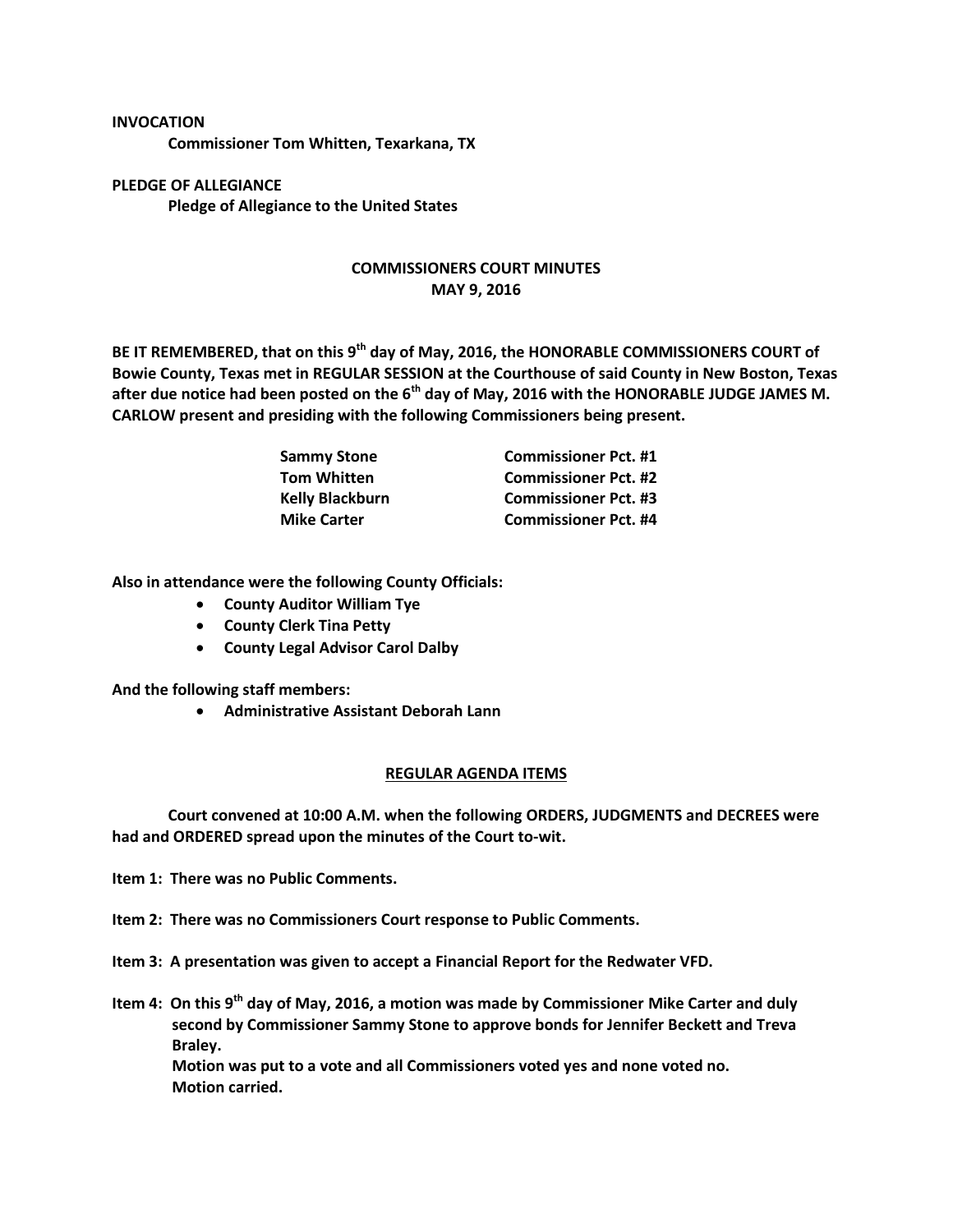**INVOCATION**

**Commissioner Tom Whitten, Texarkana, TX**

**PLEDGE OF ALLEGIANCE**

**Pledge of Allegiance to the United States**

## COMMISSIONERS COURT MINUTES
## MAY 9, 2016

**BE IT REMEMBERED, that on this 9th day of May, 2016, the HONORABLE COMMISSIONERS COURT of Bowie County, Texas met in REGULAR SESSION at the Courthouse of said County in New Boston, Texas after due notice had been posted on the 6th day of May, 2016 with the HONORABLE JUDGE JAMES M. CARLOW present and presiding with the following Commissioners being present.**

| | |
|---|---|
| **Sammy Stone** | **Commissioner Pct. #1** |
| **Tom Whitten** | **Commissioner Pct. #2** |
| **Kelly Blackburn** | **Commissioner Pct. #3** |
| **Mike Carter** | **Commissioner Pct. #4** |

**Also in attendance were the following County Officials:**

- **County Auditor William Tye**
- **County Clerk Tina Petty**
- **County Legal Advisor Carol Dalby**

**And the following staff members:**

- **Administrative Assistant Deborah Lann**

### REGULAR AGENDA ITEMS

**Court convened at 10:00 A.M. when the following ORDERS, JUDGMENTS and DECREES were had and ORDERED spread upon the minutes of the Court to-wit.**

**Item 1: There was no Public Comments.**

**Item 2: There was no Commissioners Court response to Public Comments.**

**Item 3: A presentation was given to accept a Financial Report for the Redwater VFD.**

**Item 4: On this 9th day of May, 2016, a motion was made by Commissioner Mike Carter and duly second by Commissioner Sammy Stone to approve bonds for Jennifer Beckett and Treva Braley.**
**Motion was put to a vote and all Commissioners voted yes and none voted no.**
**Motion carried.**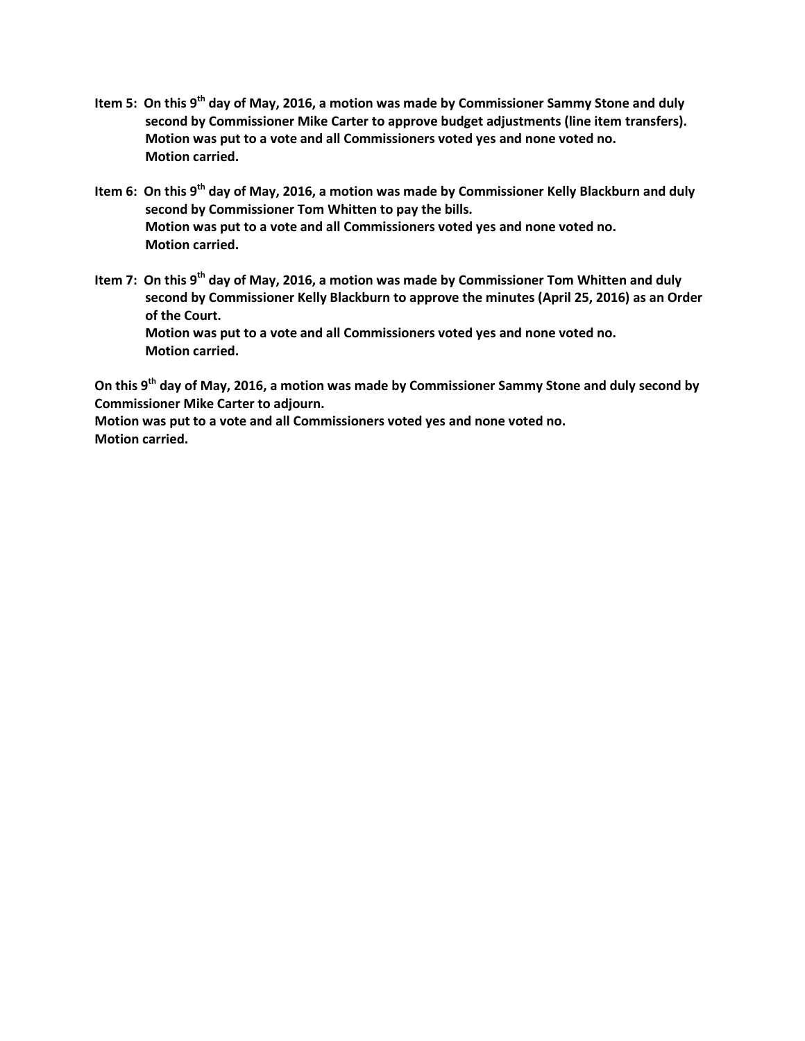**Item 5: On this 9th day of May, 2016, a motion was made by Commissioner Sammy Stone and duly second by Commissioner Mike Carter to approve budget adjustments (line item transfers).**
**Motion was put to a vote and all Commissioners voted yes and none voted no.**
**Motion carried.**

**Item 6: On this 9th day of May, 2016, a motion was made by Commissioner Kelly Blackburn and duly second by Commissioner Tom Whitten to pay the bills.**
**Motion was put to a vote and all Commissioners voted yes and none voted no.**
**Motion carried.**

**Item 7: On this 9th day of May, 2016, a motion was made by Commissioner Tom Whitten and duly second by Commissioner Kelly Blackburn to approve the minutes (April 25, 2016) as an Order of the Court.**
**Motion was put to a vote and all Commissioners voted yes and none voted no.**
**Motion carried.**

**On this 9th day of May, 2016, a motion was made by Commissioner Sammy Stone and duly second by Commissioner Mike Carter to adjourn.**
**Motion was put to a vote and all Commissioners voted yes and none voted no.**
**Motion carried.**